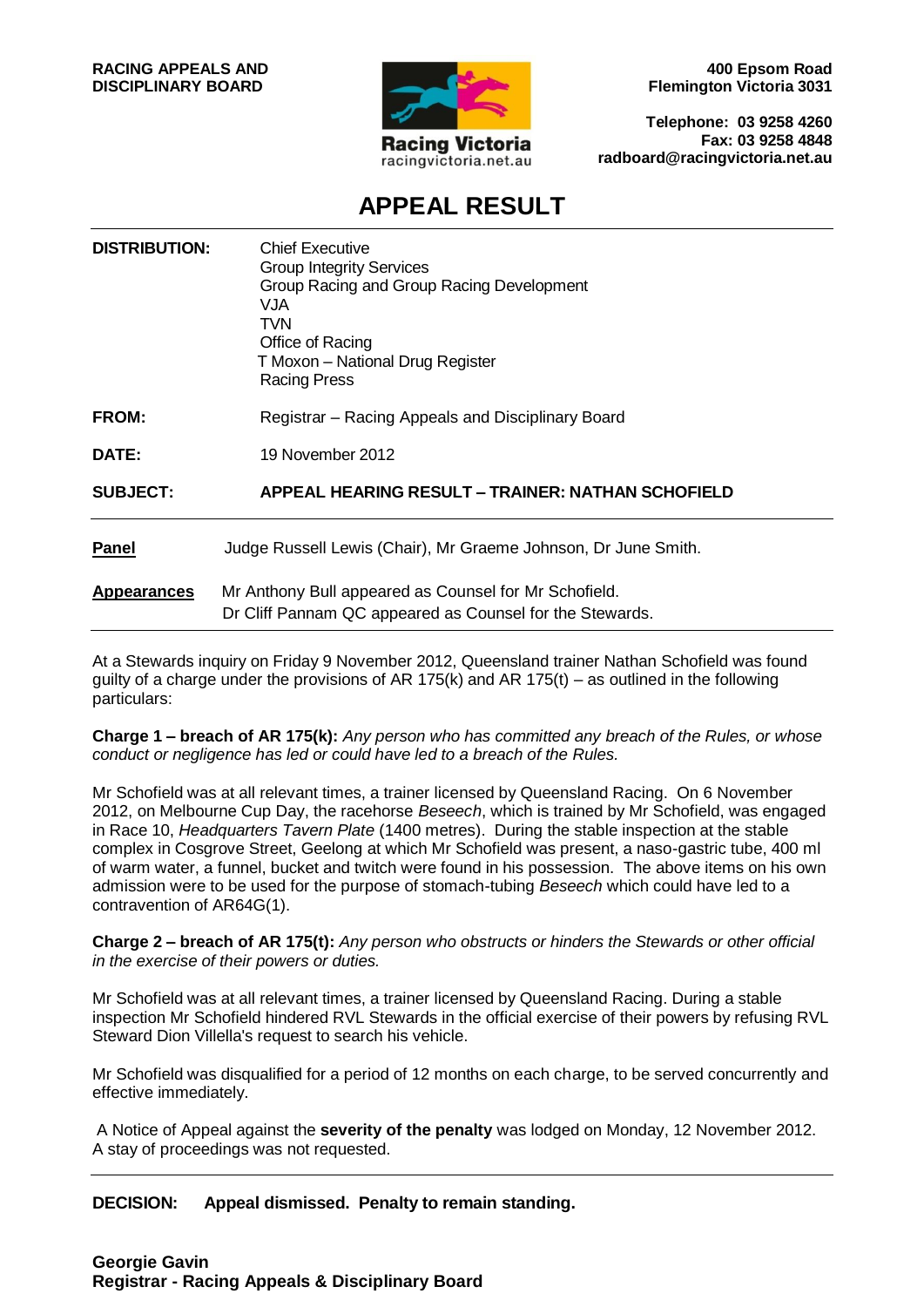**RACING APPEALS AND DISCIPLINARY BOARD**

Racing Victoria
racingvictoria.net.au

**400 Epsom Road**
**Flemington Victoria 3031**

**Telephone: 03 9258 4260**
**Fax: 03 9258 4848**
**radboard@racingvictoria.net.au**

# APPEAL RESULT

**DISTRIBUTION:** Chief Executive
Group Integrity Services
Group Racing and Group Racing Development
VJA
TVN
Office of Racing
T Moxon – National Drug Register
Racing Press

**FROM:** Registrar – Racing Appeals and Disciplinary Board

**DATE:** 19 November 2012

**SUBJECT:** **APPEAL HEARING RESULT – TRAINER: NATHAN SCHOFIELD**

---

**Panel** Judge Russell Lewis (Chair), Mr Graeme Johnson, Dr June Smith.

**Appearances** Mr Anthony Bull appeared as Counsel for Mr Schofield.
Dr Cliff Pannam QC appeared as Counsel for the Stewards.

---

At a Stewards inquiry on Friday 9 November 2012, Queensland trainer Nathan Schofield was found guilty of a charge under the provisions of AR 175(k) and AR 175(t) – as outlined in the following particulars:

**Charge 1 – breach of AR 175(k):** *Any person who has committed any breach of the Rules, or whose conduct or negligence has led or could have led to a breach of the Rules.*

Mr Schofield was at all relevant times, a trainer licensed by Queensland Racing. On 6 November 2012, on Melbourne Cup Day, the racehorse *Beseech*, which is trained by Mr Schofield, was engaged in Race 10, *Headquarters Tavern Plate* (1400 metres). During the stable inspection at the stable complex in Cosgrove Street, Geelong at which Mr Schofield was present, a naso-gastric tube, 400 ml of warm water, a funnel, bucket and twitch were found in his possession. The above items on his own admission were to be used for the purpose of stomach-tubing *Beseech* which could have led to a contravention of AR64G(1).

**Charge 2 – breach of AR 175(t):** *Any person who obstructs or hinders the Stewards or other official in the exercise of their powers or duties.*

Mr Schofield was at all relevant times, a trainer licensed by Queensland Racing. During a stable inspection Mr Schofield hindered RVL Stewards in the official exercise of their powers by refusing RVL Steward Dion Villella's request to search his vehicle.

Mr Schofield was disqualified for a period of 12 months on each charge, to be served concurrently and effective immediately.

A Notice of Appeal against the **severity of the penalty** was lodged on Monday, 12 November 2012. A stay of proceedings was not requested.

---

**DECISION:** **Appeal dismissed. Penalty to remain standing.**

**Georgie Gavin**
**Registrar - Racing Appeals & Disciplinary Board**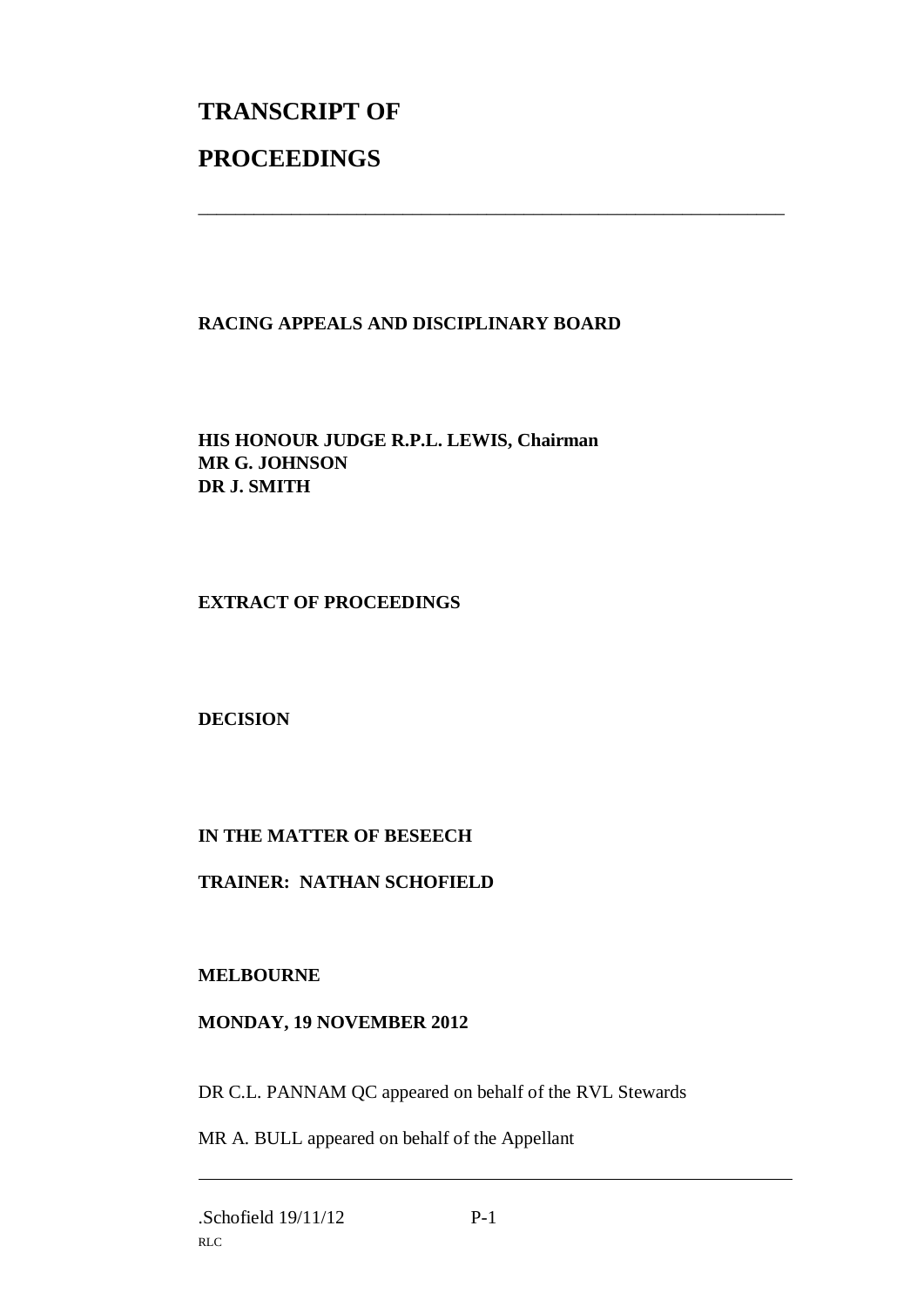# TRANSCRIPT OF

# PROCEEDINGS

---

**RACING APPEALS AND DISCIPLINARY BOARD**

**HIS HONOUR JUDGE R.P.L. LEWIS, Chairman**
**MR G. JOHNSON**
**DR J. SMITH**

**EXTRACT OF PROCEEDINGS**

**DECISION**

**IN THE MATTER OF BESEECH**

**TRAINER: NATHAN SCHOFIELD**

**MELBOURNE**

**MONDAY, 19 NOVEMBER 2012**

DR C.L. PANNAM QC appeared on behalf of the RVL Stewards

MR A. BULL appeared on behalf of the Appellant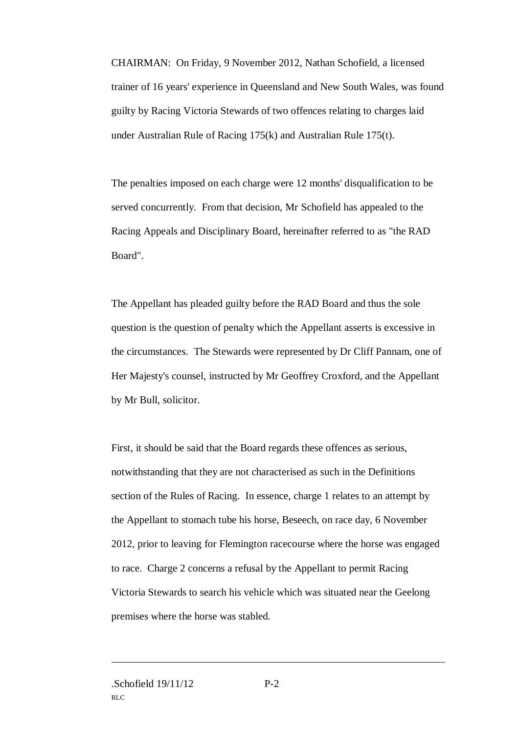CHAIRMAN: On Friday, 9 November 2012, Nathan Schofield, a licensed trainer of 16 years' experience in Queensland and New South Wales, was found guilty by Racing Victoria Stewards of two offences relating to charges laid under Australian Rule of Racing 175(k) and Australian Rule 175(t).

The penalties imposed on each charge were 12 months' disqualification to be served concurrently. From that decision, Mr Schofield has appealed to the Racing Appeals and Disciplinary Board, hereinafter referred to as "the RAD Board".

The Appellant has pleaded guilty before the RAD Board and thus the sole question is the question of penalty which the Appellant asserts is excessive in the circumstances. The Stewards were represented by Dr Cliff Pannam, one of Her Majesty's counsel, instructed by Mr Geoffrey Croxford, and the Appellant by Mr Bull, solicitor.

First, it should be said that the Board regards these offences as serious, notwithstanding that they are not characterised as such in the Definitions section of the Rules of Racing. In essence, charge 1 relates to an attempt by the Appellant to stomach tube his horse, Beseech, on race day, 6 November 2012, prior to leaving for Flemington racecourse where the horse was engaged to race. Charge 2 concerns a refusal by the Appellant to permit Racing Victoria Stewards to search his vehicle which was situated near the Geelong premises where the horse was stabled.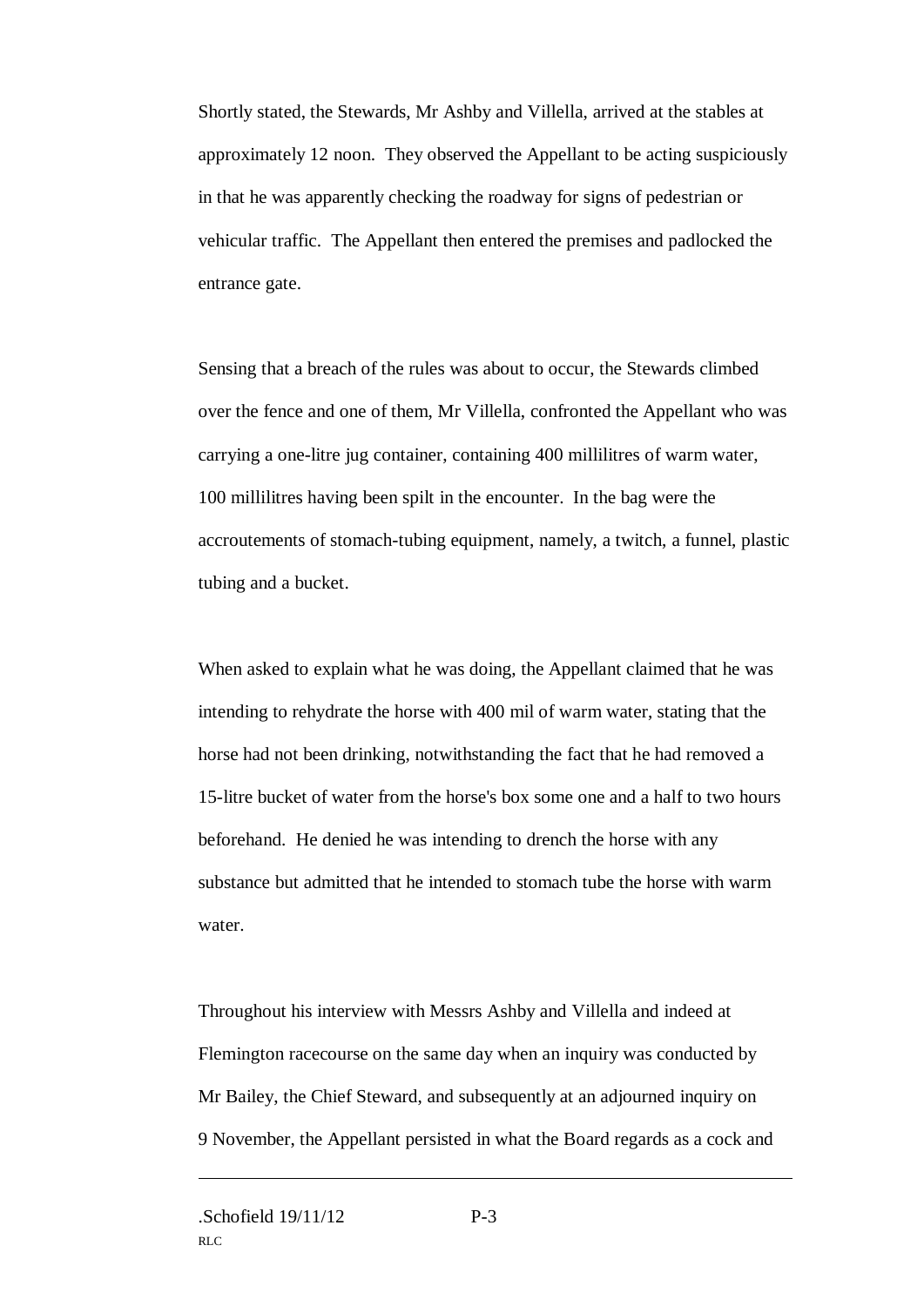Shortly stated, the Stewards, Mr Ashby and Villella, arrived at the stables at approximately 12 noon. They observed the Appellant to be acting suspiciously in that he was apparently checking the roadway for signs of pedestrian or vehicular traffic. The Appellant then entered the premises and padlocked the entrance gate.

Sensing that a breach of the rules was about to occur, the Stewards climbed over the fence and one of them, Mr Villella, confronted the Appellant who was carrying a one-litre jug container, containing 400 millilitres of warm water, 100 millilitres having been spilt in the encounter. In the bag were the accroutements of stomach-tubing equipment, namely, a twitch, a funnel, plastic tubing and a bucket.

When asked to explain what he was doing, the Appellant claimed that he was intending to rehydrate the horse with 400 mil of warm water, stating that the horse had not been drinking, notwithstanding the fact that he had removed a 15-litre bucket of water from the horse's box some one and a half to two hours beforehand. He denied he was intending to drench the horse with any substance but admitted that he intended to stomach tube the horse with warm water.

Throughout his interview with Messrs Ashby and Villella and indeed at Flemington racecourse on the same day when an inquiry was conducted by Mr Bailey, the Chief Steward, and subsequently at an adjourned inquiry on 9 November, the Appellant persisted in what the Board regards as a cock and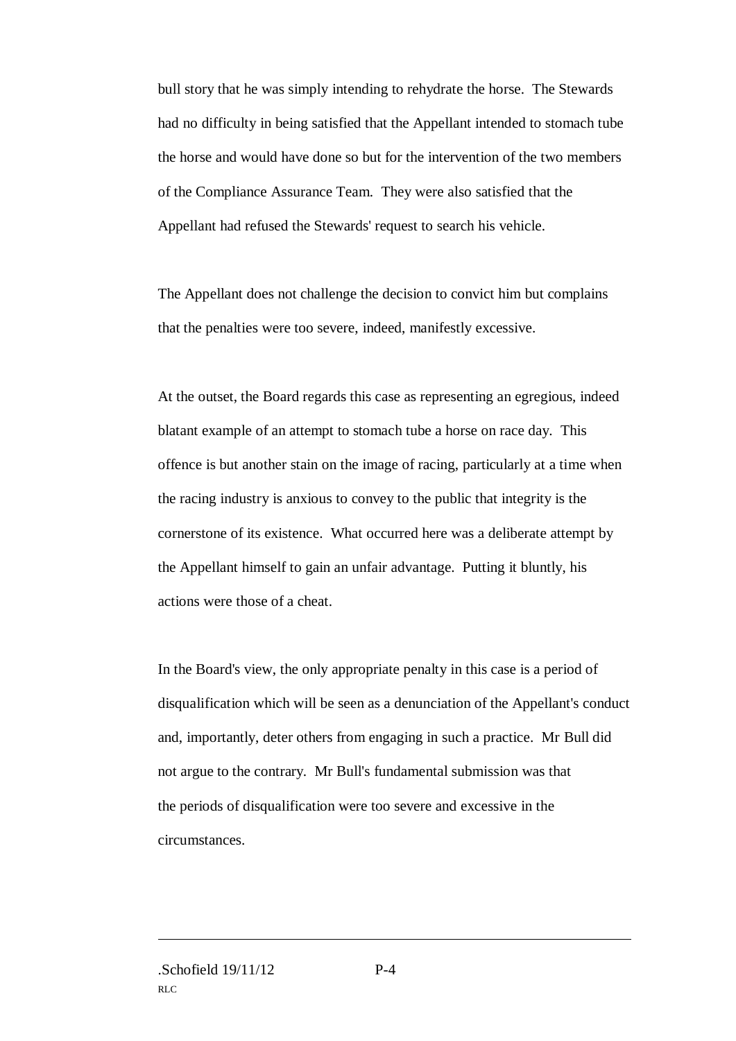bull story that he was simply intending to rehydrate the horse. The Stewards had no difficulty in being satisfied that the Appellant intended to stomach tube the horse and would have done so but for the intervention of the two members of the Compliance Assurance Team. They were also satisfied that the Appellant had refused the Stewards' request to search his vehicle.

The Appellant does not challenge the decision to convict him but complains that the penalties were too severe, indeed, manifestly excessive.

At the outset, the Board regards this case as representing an egregious, indeed blatant example of an attempt to stomach tube a horse on race day. This offence is but another stain on the image of racing, particularly at a time when the racing industry is anxious to convey to the public that integrity is the cornerstone of its existence. What occurred here was a deliberate attempt by the Appellant himself to gain an unfair advantage. Putting it bluntly, his actions were those of a cheat.

In the Board's view, the only appropriate penalty in this case is a period of disqualification which will be seen as a denunciation of the Appellant's conduct and, importantly, deter others from engaging in such a practice. Mr Bull did not argue to the contrary. Mr Bull's fundamental submission was that the periods of disqualification were too severe and excessive in the circumstances.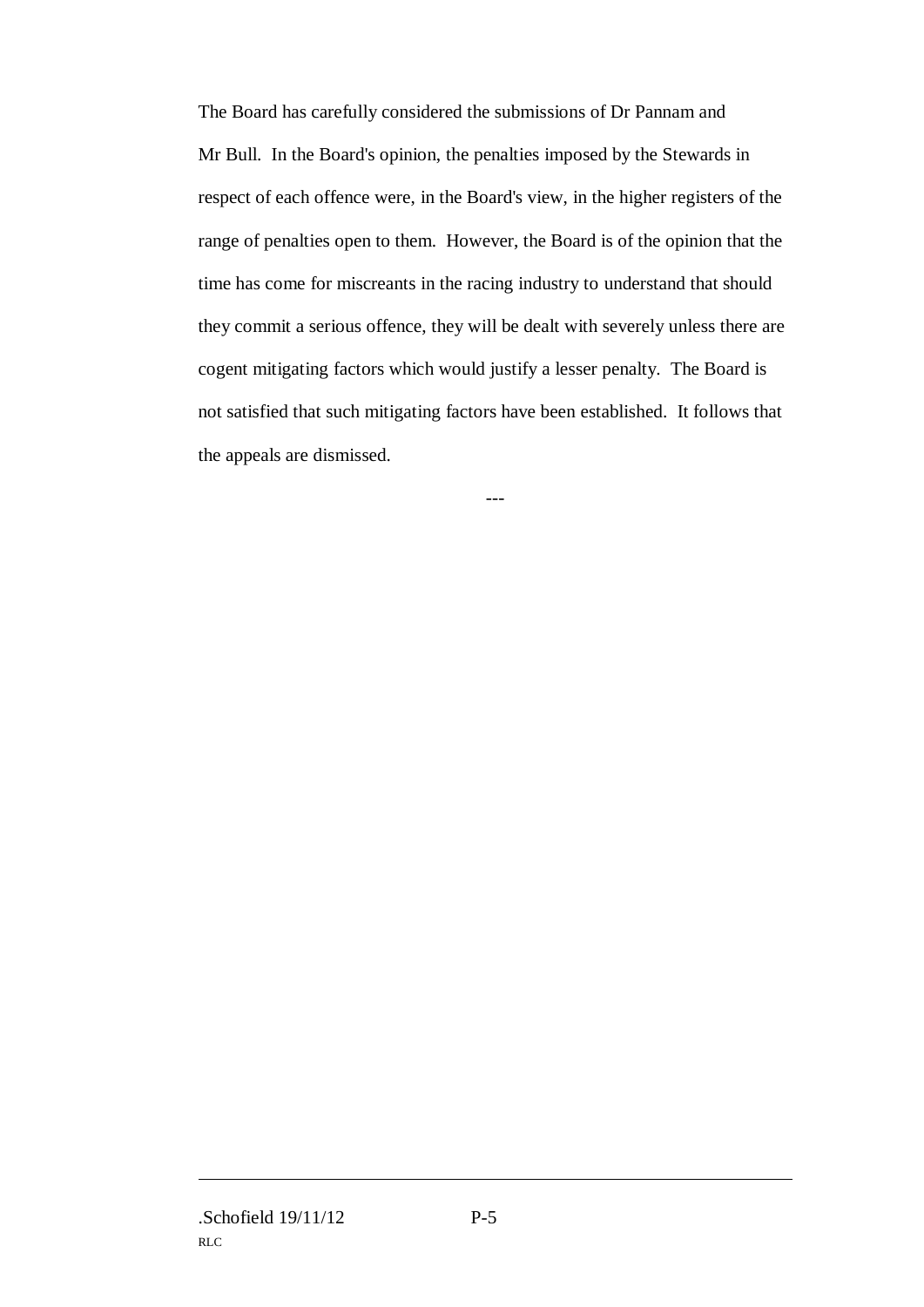The Board has carefully considered the submissions of Dr Pannam and Mr Bull. In the Board's opinion, the penalties imposed by the Stewards in respect of each offence were, in the Board's view, in the higher registers of the range of penalties open to them. However, the Board is of the opinion that the time has come for miscreants in the racing industry to understand that should they commit a serious offence, they will be dealt with severely unless there are cogent mitigating factors which would justify a lesser penalty. The Board is not satisfied that such mitigating factors have been established. It follows that the appeals are dismissed.

---